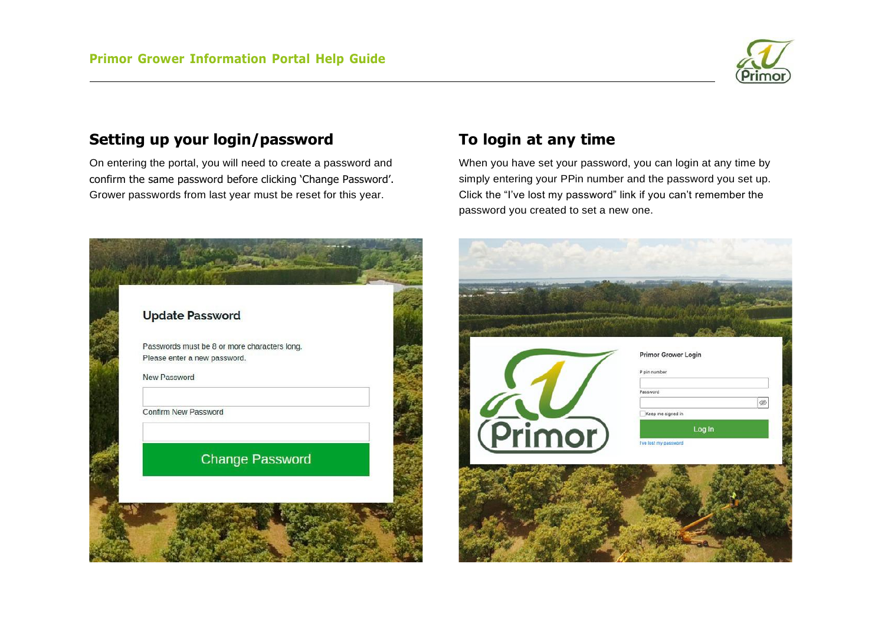## Setting up your login/password

On entering the portal, you will need to create a password and confirm the same password before clicking 'Change Password'. Grower passwords from last year must be reset for this year.

**Update Password**

Passwords must be 8 or more characters long.
Please enter a new password.

New Password

Confirm New Password

Change Password

## To login at any time

When you have set your password, you can login at any time by simply entering your PPin number and the password you set up. Click the "I've lost my password" link if you can't remember the password you created to set a new one.

**Primor Grower Login**

P pin number

Password

Keep me signed in

Log In

I've lost my password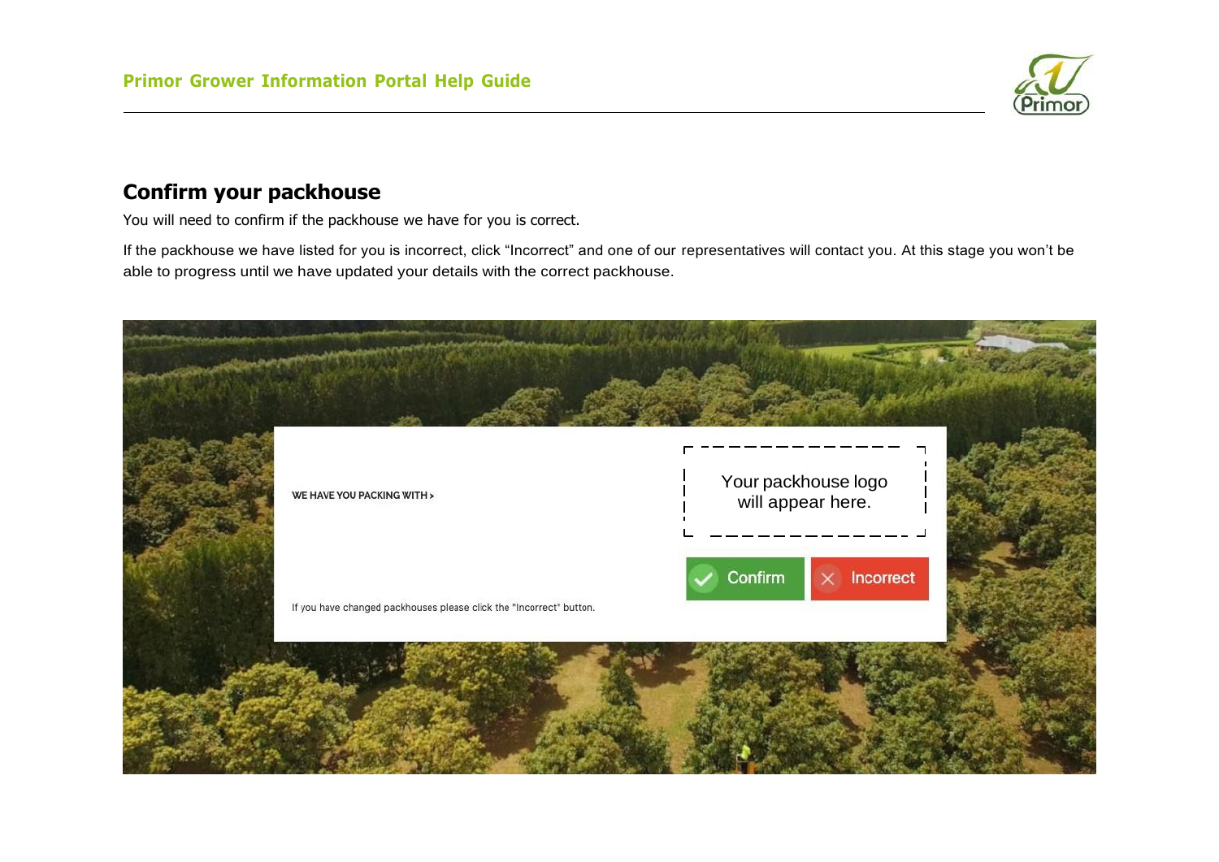## Confirm your packhouse

You will need to confirm if the packhouse we have for you is correct.

If the packhouse we have listed for you is incorrect, click “Incorrect” and one of our representatives will contact you. At this stage you won’t be able to progress until we have updated your details with the correct packhouse.

WE HAVE YOU PACKING WITH >

Your packhouse logo will appear here.

Confirm Incorrect

If you have changed packhouses please click the "Incorrect" button.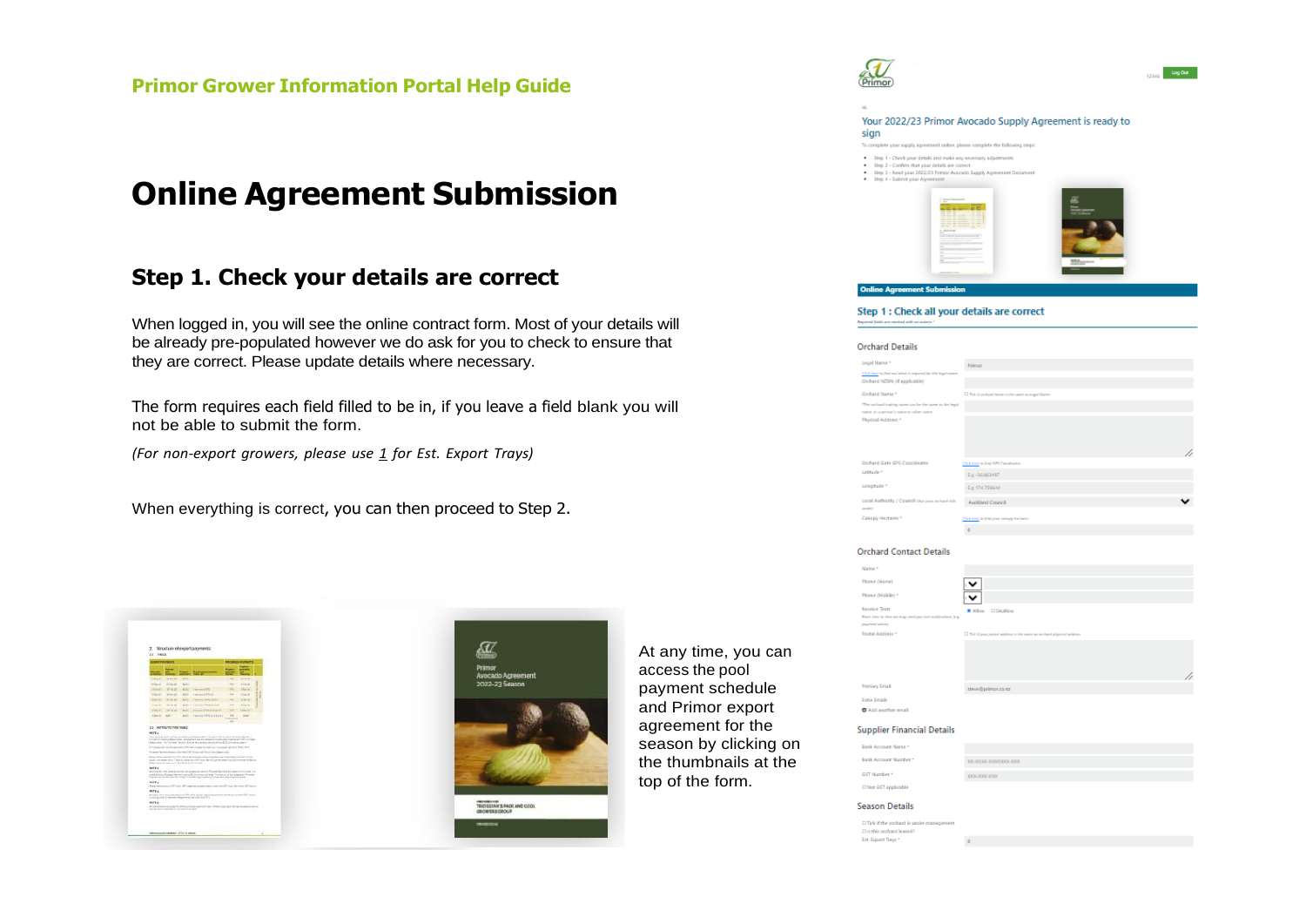Primor Grower Information Portal Help Guide

# Online Agreement Submission

## Step 1. Check your details are correct

When logged in, you will see the online contract form. Most of your details will be already pre-populated however we do ask for you to check to ensure that they are correct. Please update details where necessary.

The form requires each field filled to be in, if you leave a field blank you will not be able to submit the form.

*(For non-export growers, please use 1 for Est. Export Trays)*

When everything is correct, you can then proceed to Step 2.

At any time, you can access the pool payment schedule and Primor export agreement for the season by clicking on the thumbnails at the top of the form.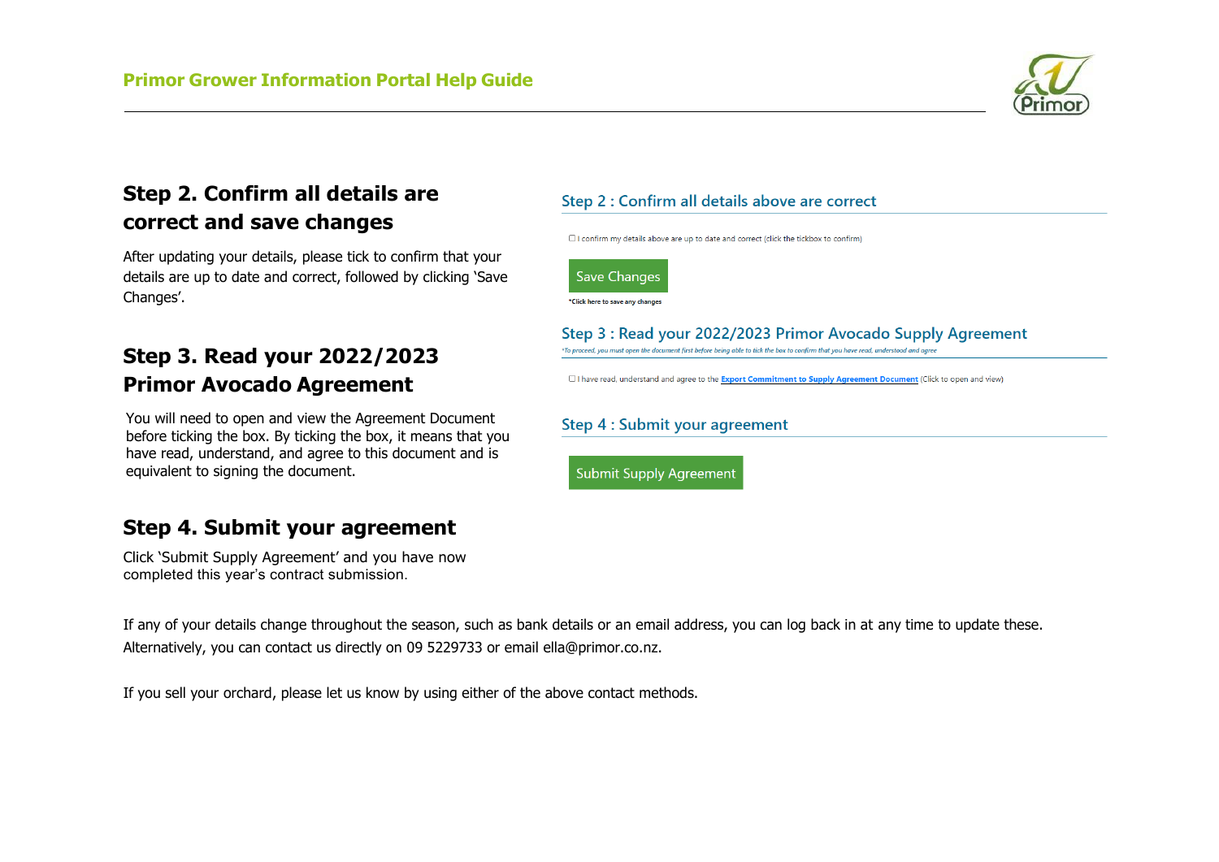## Step 2. Confirm all details are correct and save changes

After updating your details, please tick to confirm that your details are up to date and correct, followed by clicking 'Save Changes'.

## Step 3. Read your 2022/2023 Primor Avocado Agreement

You will need to open and view the Agreement Document before ticking the box. By ticking the box, it means that you have read, understand, and agree to this document and is equivalent to signing the document.

## Step 4. Submit your agreement

Click 'Submit Supply Agreement' and you have now completed this year's contract submission.

Step 2 : Confirm all details above are correct

☐ I confirm my details above are up to date and correct (click the tickbox to confirm)

Save Changes

*Click here to save any changes

Step 3 : Read your 2022/2023 Primor Avocado Supply Agreement

*To proceed, you must open the document first before being able to tick the box to confirm that you have read, understand and agree

☐ I have read, understand and agree to the **Export Commitment to Supply Agreement Document** (Click to open and view)

Step 4 : Submit your agreement

Submit Supply Agreement

If any of your details change throughout the season, such as bank details or an email address, you can log back in at any time to update these. Alternatively, you can contact us directly on 09 5229733 or email ella@primor.co.nz.

If you sell your orchard, please let us know by using either of the above contact methods.